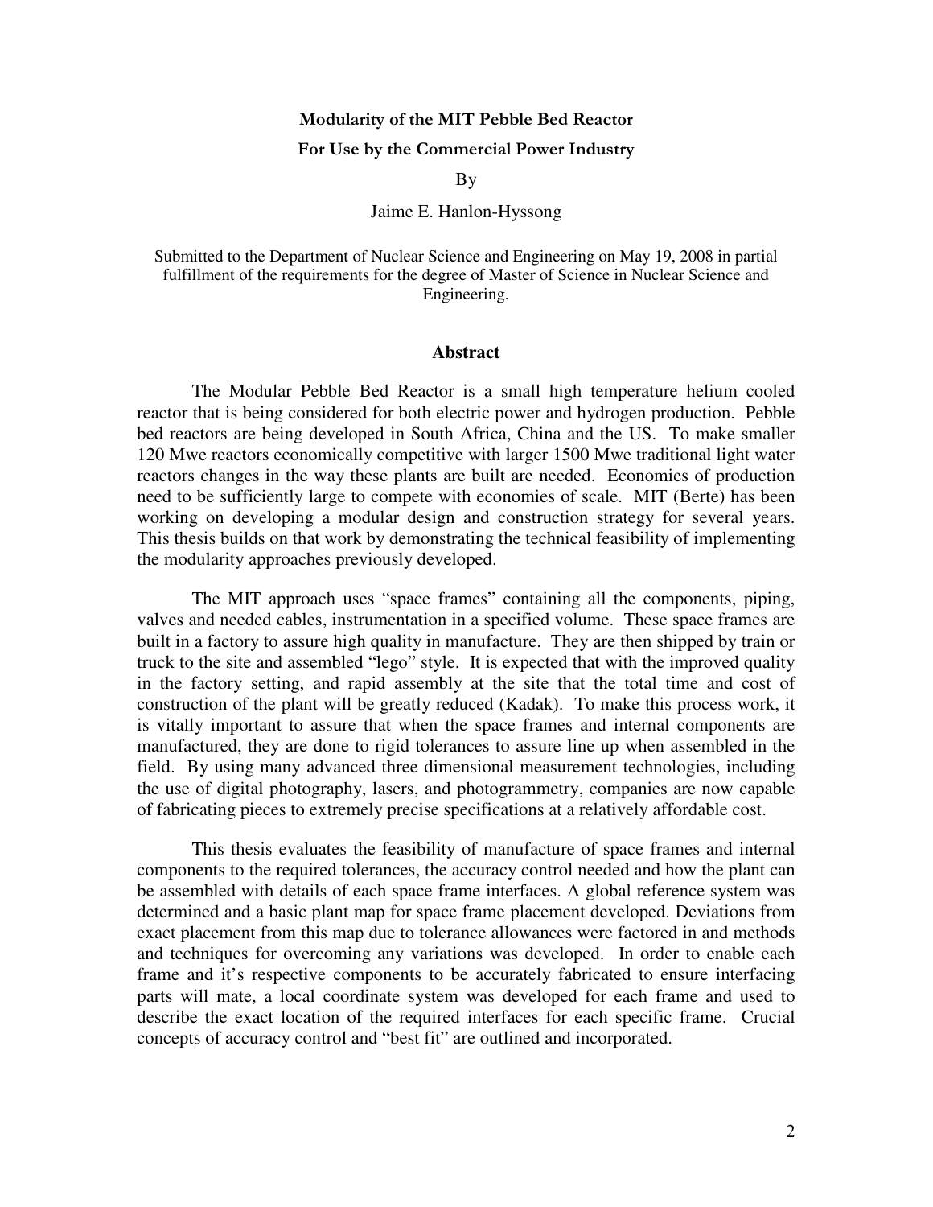**Modularity of the MIT Pebble Bed Reactor**

**For Use by the Commercial Power Industry**

By

Jaime E. Hanlon-Hyssong

Submitted to the Department of Nuclear Science and Engineering on May 19, 2008 in partial fulfillment of the requirements for the degree of Master of Science in Nuclear Science and Engineering.

## Abstract

The Modular Pebble Bed Reactor is a small high temperature helium cooled reactor that is being considered for both electric power and hydrogen production. Pebble bed reactors are being developed in South Africa, China and the US. To make smaller 120 Mwe reactors economically competitive with larger 1500 Mwe traditional light water reactors changes in the way these plants are built are needed. Economies of production need to be sufficiently large to compete with economies of scale. MIT (Berte) has been working on developing a modular design and construction strategy for several years. This thesis builds on that work by demonstrating the technical feasibility of implementing the modularity approaches previously developed.

The MIT approach uses "space frames" containing all the components, piping, valves and needed cables, instrumentation in a specified volume. These space frames are built in a factory to assure high quality in manufacture. They are then shipped by train or truck to the site and assembled "lego" style. It is expected that with the improved quality in the factory setting, and rapid assembly at the site that the total time and cost of construction of the plant will be greatly reduced (Kadak). To make this process work, it is vitally important to assure that when the space frames and internal components are manufactured, they are done to rigid tolerances to assure line up when assembled in the field. By using many advanced three dimensional measurement technologies, including the use of digital photography, lasers, and photogrammetry, companies are now capable of fabricating pieces to extremely precise specifications at a relatively affordable cost.

This thesis evaluates the feasibility of manufacture of space frames and internal components to the required tolerances, the accuracy control needed and how the plant can be assembled with details of each space frame interfaces. A global reference system was determined and a basic plant map for space frame placement developed. Deviations from exact placement from this map due to tolerance allowances were factored in and methods and techniques for overcoming any variations was developed. In order to enable each frame and it's respective components to be accurately fabricated to ensure interfacing parts will mate, a local coordinate system was developed for each frame and used to describe the exact location of the required interfaces for each specific frame. Crucial concepts of accuracy control and "best fit" are outlined and incorporated.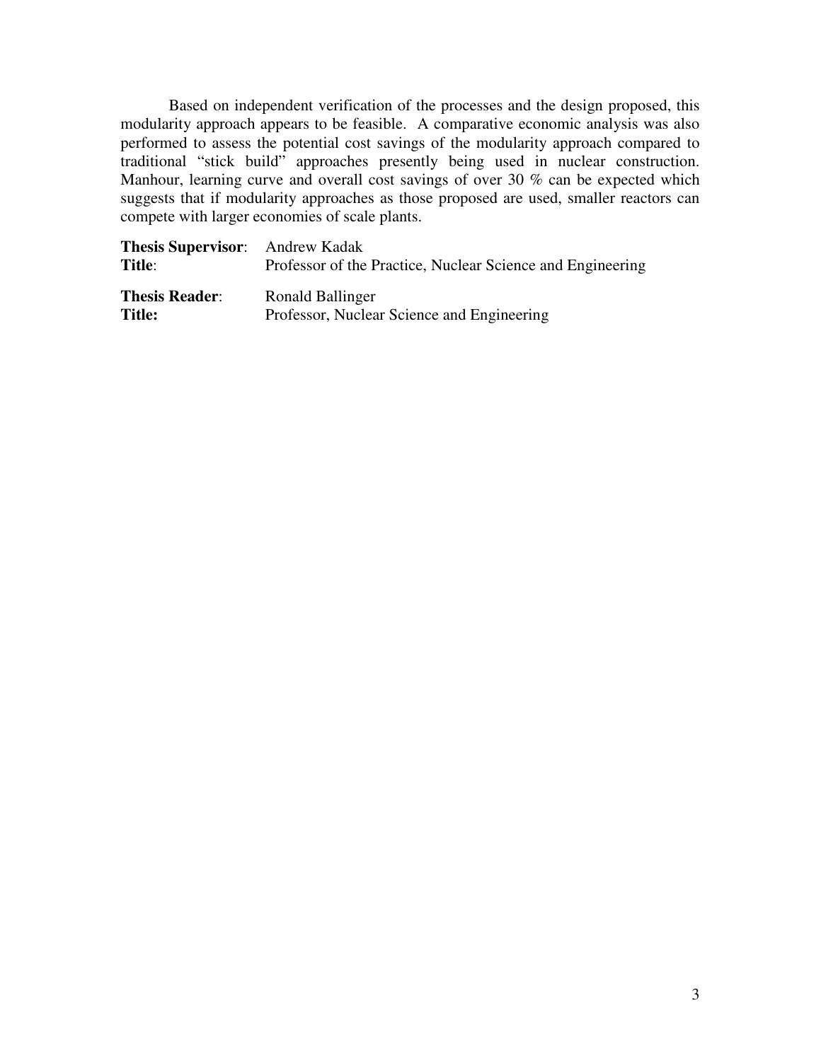Based on independent verification of the processes and the design proposed, this modularity approach appears to be feasible. A comparative economic analysis was also performed to assess the potential cost savings of the modularity approach compared to traditional "stick build" approaches presently being used in nuclear construction. Manhour, learning curve and overall cost savings of over 30 % can be expected which suggests that if modularity approaches as those proposed are used, smaller reactors can compete with larger economies of scale plants.

**Thesis Supervisor**: Andrew Kadak
**Title**: Professor of the Practice, Nuclear Science and Engineering

**Thesis Reader**: Ronald Ballinger
**Title:** Professor, Nuclear Science and Engineering